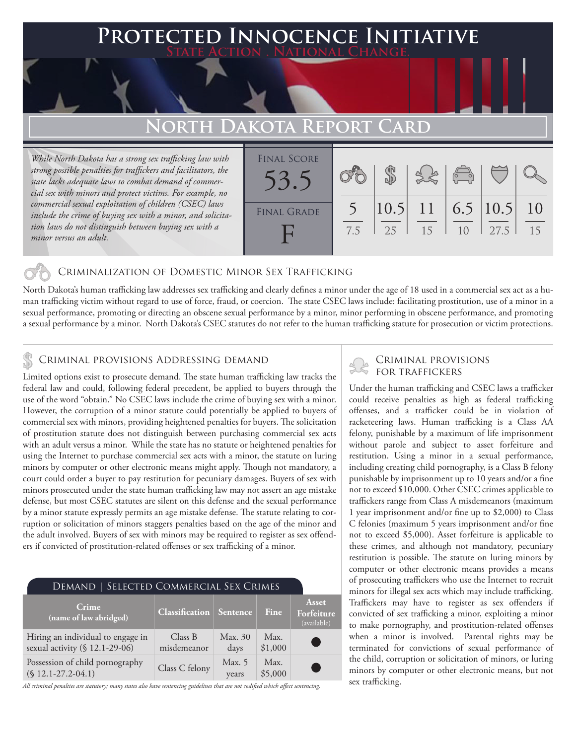# Protected Innocence Initiative

**State Action . National Change.**

## North Dakota Report Card

*While North Dakota has a strong sex trafficking law with strong possible penalties for traffickers and facilitators, the state lacks adequate laws to combat demand of commercial sex with minors and protect victims. For example, no commercial sexual exploitation of children (CSEC) laws include the crime of buying sex with a minor, and solicitation laws do not distinguish between buying sex with a minor versus an adult.*

| Final Score | Criminalization of Domestic Minor Sex Trafficking | Criminal Provisions Addressing Demand | Criminal Provisions for Traffickers | Criminal Provisions for Facilitators | Protective Provisions for the Child Victims | Criminal Justice Tools for Investigation and Prosecutions |
|---|---|---|---|---|---|---|
| 53.5 | 5 / 7.5 | 10.5 / 25 | 11 / 15 | 6.5 / 10 | 10.5 / 27.5 | 10 / 15 |
| **Final Grade: F** | | | | | | |

### Criminalization of Domestic Minor Sex Trafficking

North Dakota's human trafficking law addresses sex trafficking and clearly defines a minor under the age of 18 used in a commercial sex act as a human trafficking victim without regard to use of force, fraud, or coercion. The state CSEC laws include: facilitating prostitution, use of a minor in a sexual performance, promoting or directing an obscene sexual performance by a minor, minor performing in obscene performance, and promoting a sexual performance by a minor. North Dakota's CSEC statutes do not refer to the human trafficking statute for prosecution or victim protections.

### Criminal provisions Addressing demand

Limited options exist to prosecute demand. The state human trafficking law tracks the federal law and could, following federal precedent, be applied to buyers through the use of the word "obtain." No CSEC laws include the crime of buying sex with a minor. However, the corruption of a minor statute could potentially be applied to buyers of commercial sex with minors, providing heightened penalties for buyers. The solicitation of prostitution statute does not distinguish between purchasing commercial sex acts with an adult versus a minor. While the state has no statute or heightened penalties for using the Internet to purchase commercial sex acts with a minor, the statute on luring minors by computer or other electronic means might apply. Though not mandatory, a court could order a buyer to pay restitution for pecuniary damages. Buyers of sex with minors prosecuted under the state human trafficking law may not assert an age mistake defense, but most CSEC statutes are silent on this defense and the sexual performance by a minor statute expressly permits an age mistake defense. The statute relating to corruption or solicitation of minors staggers penalties based on the age of the minor and the adult involved. Buyers of sex with minors may be required to register as sex offenders if convicted of prostitution-related offenses or sex trafficking of a minor.

**Demand | Selected Commercial Sex Crimes**

| Crime (name of law abridged) | Classification | Sentence | Fine | Asset Forfeiture (available) |
|---|---|---|---|---|
| Hiring an individual to engage in sexual activity (§ 12.1-29-06) | Class B misdemeanor | Max. 30 days | Max. $1,000 | ● |
| Possession of child pornography (§ 12.1-27.2-04.1) | Class C felony | Max. 5 years | Max. $5,000 | ● |

*All criminal penalties are statutory; many states also have sentencing guidelines that are not codified which affect sentencing.*

### Criminal provisions for traffickers

Under the human trafficking and CSEC laws a trafficker could receive penalties as high as federal trafficking offenses, and a trafficker could be in violation of racketeering laws. Human trafficking is a Class AA felony, punishable by a maximum of life imprisonment without parole and subject to asset forfeiture and restitution. Using a minor in a sexual performance, including creating child pornography, is a Class B felony punishable by imprisonment up to 10 years and/or a fine not to exceed $10,000. Other CSEC crimes applicable to traffickers range from Class A misdemeanors (maximum 1 year imprisonment and/or fine up to $2,000) to Class C felonies (maximum 5 years imprisonment and/or fine not to exceed $5,000). Asset forfeiture is applicable to these crimes, and although not mandatory, pecuniary restitution is possible. The statute on luring minors by computer or other electronic means provides a means of prosecuting traffickers who use the Internet to recruit minors for illegal sex acts which may include trafficking. Traffickers may have to register as sex offenders if convicted of sex trafficking a minor, exploiting a minor to make pornography, and prostitution-related offenses when a minor is involved. Parental rights may be terminated for convictions of sexual performance of the child, corruption or solicitation of minors, or luring minors by computer or other electronic means, but not sex trafficking.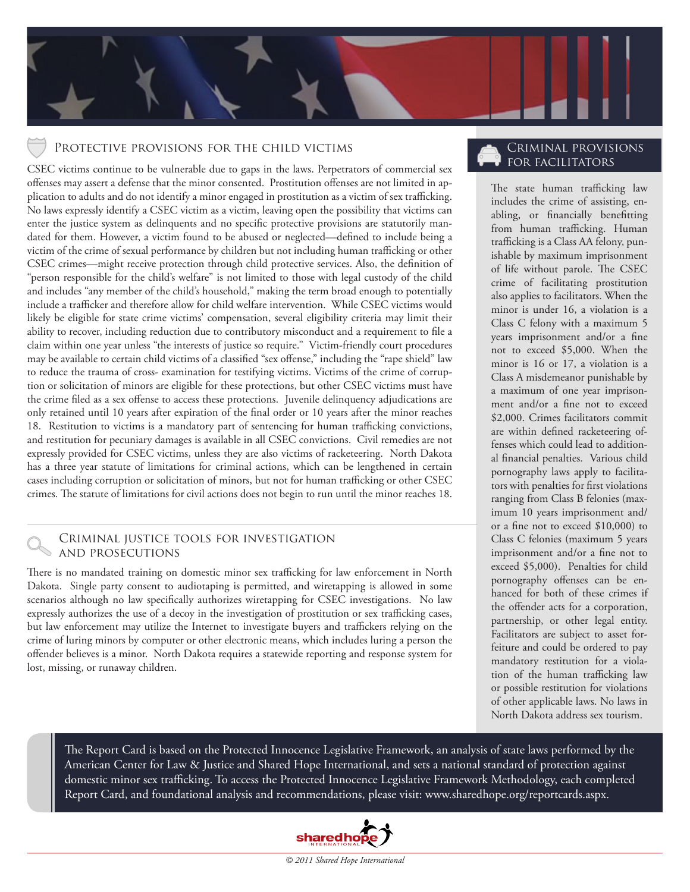## Protective provisions for the child victims

CSEC victims continue to be vulnerable due to gaps in the laws. Perpetrators of commercial sex offenses may assert a defense that the minor consented. Prostitution offenses are not limited in application to adults and do not identify a minor engaged in prostitution as a victim of sex trafficking. No laws expressly identify a CSEC victim as a victim, leaving open the possibility that victims can enter the justice system as delinquents and no specific protective provisions are statutorily mandated for them. However, a victim found to be abused or neglected—defined to include being a victim of the crime of sexual performance by children but not including human trafficking or other CSEC crimes—might receive protection through child protective services. Also, the definition of "person responsible for the child's welfare" is not limited to those with legal custody of the child and includes "any member of the child's household," making the term broad enough to potentially include a trafficker and therefore allow for child welfare intervention. While CSEC victims would likely be eligible for state crime victims' compensation, several eligibility criteria may limit their ability to recover, including reduction due to contributory misconduct and a requirement to file a claim within one year unless "the interests of justice so require." Victim-friendly court procedures may be available to certain child victims of a classified "sex offense," including the "rape shield" law to reduce the trauma of cross- examination for testifying victims. Victims of the crime of corruption or solicitation of minors are eligible for these protections, but other CSEC victims must have the crime filed as a sex offense to access these protections. Juvenile delinquency adjudications are only retained until 10 years after expiration of the final order or 10 years after the minor reaches 18. Restitution to victims is a mandatory part of sentencing for human trafficking convictions, and restitution for pecuniary damages is available in all CSEC convictions. Civil remedies are not expressly provided for CSEC victims, unless they are also victims of racketeering. North Dakota has a three year statute of limitations for criminal actions, which can be lengthened in certain cases including corruption or solicitation of minors, but not for human trafficking or other CSEC crimes. The statute of limitations for civil actions does not begin to run until the minor reaches 18.

## Criminal justice tools for investigation and prosecutions

There is no mandated training on domestic minor sex trafficking for law enforcement in North Dakota. Single party consent to audiotaping is permitted, and wiretapping is allowed in some scenarios although no law specifically authorizes wiretapping for CSEC investigations. No law expressly authorizes the use of a decoy in the investigation of prostitution or sex trafficking cases, but law enforcement may utilize the Internet to investigate buyers and traffickers relying on the crime of luring minors by computer or other electronic means, which includes luring a person the offender believes is a minor. North Dakota requires a statewide reporting and response system for lost, missing, or runaway children.

## Criminal provisions for facilitators

The state human trafficking law includes the crime of assisting, enabling, or financially benefitting from human trafficking. Human trafficking is a Class AA felony, punishable by maximum imprisonment of life without parole. The CSEC crime of facilitating prostitution also applies to facilitators. When the minor is under 16, a violation is a Class C felony with a maximum 5 years imprisonment and/or a fine not to exceed $5,000. When the minor is 16 or 17, a violation is a Class A misdemeanor punishable by a maximum of one year imprisonment and/or a fine not to exceed $2,000. Crimes facilitators commit are within defined racketeering offenses which could lead to additional financial penalties. Various child pornography laws apply to facilitators with penalties for first violations ranging from Class B felonies (maximum 10 years imprisonment and/or a fine not to exceed $10,000) to Class C felonies (maximum 5 years imprisonment and/or a fine not to exceed $5,000). Penalties for child pornography offenses can be enhanced for both of these crimes if the offender acts for a corporation, partnership, or other legal entity. Facilitators are subject to asset forfeiture and could be ordered to pay mandatory restitution for a violation of the human trafficking law or possible restitution for violations of other applicable laws. No laws in North Dakota address sex tourism.

The Report Card is based on the Protected Innocence Legislative Framework, an analysis of state laws performed by the American Center for Law & Justice and Shared Hope International, and sets a national standard of protection against domestic minor sex trafficking. To access the Protected Innocence Legislative Framework Methodology, each completed Report Card, and foundational analysis and recommendations, please visit: www.sharedhope.org/reportcards.aspx.

sharedhope INTERNATIONAL

*© 2011 Shared Hope International*